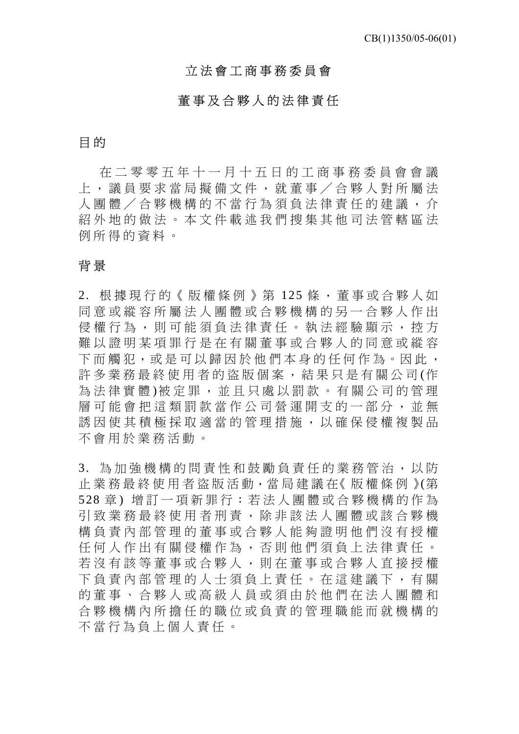CB(1)1350/05-06(01)

# 立法會工商事務委員會

## 董事及合夥人的法律責任

### 目的

在二零零五年十一月十五日的工商事務委員會會議上，議員要求當局擬備文件，就董事／合夥人對所屬法人團體／合夥機構的不當行為須負法律責任的建議，介紹外地的做法。本文件載述我們搜集其他司法管轄區法例所得的資料。

### 背景

2. 根據現行的《版權條例》第 125 條，董事或合夥人如同意或縱容所屬法人團體或合夥機構的另一合夥人作出侵權行為，則可能須負法律責任。執法經驗顯示，控方難以證明某項罪行是在有關董事或合夥人的同意或縱容下而觸犯，或是可以歸因於他們本身的任何作為。因此，許多業務最終使用者的盜版個案，結果只是有關公司(作為法律實體)被定罪，並且只處以罰款。有關公司的管理層可能會把這類罰款當作公司營運開支的一部分，並無誘因使其積極採取適當的管理措施，以確保侵權複製品不會用於業務活動。

3. 為加強機構的問責性和鼓勵負責任的業務管治，以防止業務最終使用者盜版活動，當局建議在《版權條例》(第 528 章) 增訂一項新罪行：若法人團體或合夥機構的作為引致業務最終使用者刑責，除非該法人團體或該合夥機構負責內部管理的董事或合夥人能夠證明他們沒有授權任何人作出有關侵權作為，否則他們須負上法律責任。若沒有該等董事或合夥人，則在董事或合夥人直接授權下負責內部管理的人士須負上責任。在這建議下，有關的董事、合夥人或高級人員或須由於他們在法人團體和合夥機構內所擔任的職位或負責的管理職能而就機構的不當行為負上個人責任。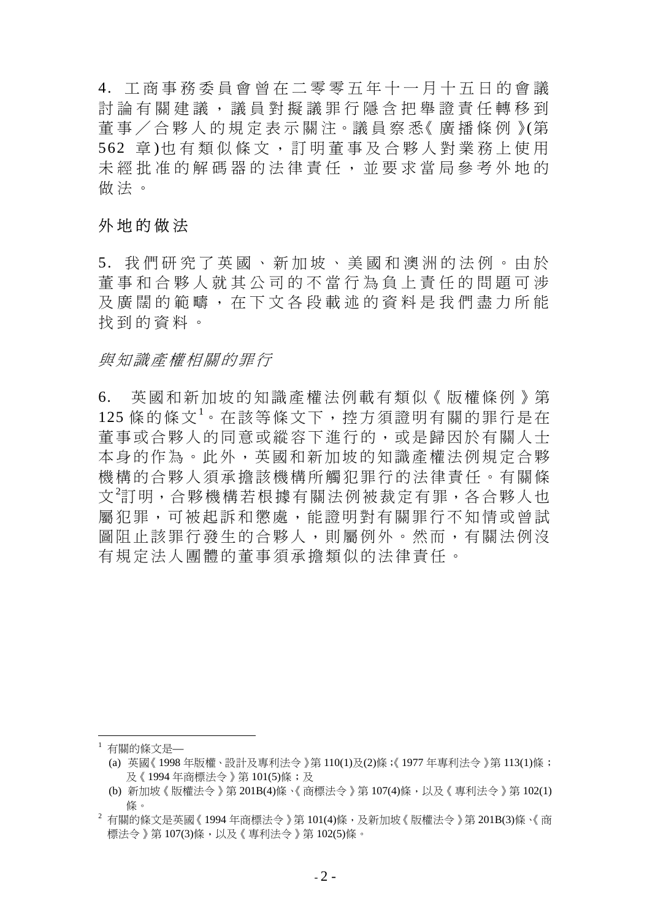4. 工商事務委員會曾在二零零五年十一月十五日的會議討論有關建議，議員對擬議罪行隱含把舉證責任轉移到董事／合夥人的規定表示關注。議員察悉《廣播條例》(第562 章)也有類似條文，訂明董事及合夥人對業務上使用未經批准的解碼器的法律責任，並要求當局參考外地的做法。

## 外地的做法

5. 我們研究了英國、新加坡、美國和澳洲的法例。由於董事和合夥人就其公司的不當行為負上責任的問題可涉及廣闊的範疇，在下文各段載述的資料是我們盡力所能找到的資料。

*與知識產權相關的罪行*

6. 英國和新加坡的知識產權法例載有類似《版權條例》第125 條的條文[1]。在該等條文下，控方須證明有關的罪行是在董事或合夥人的同意或縱容下進行的，或是歸因於有關人士本身的作為。此外，英國和新加坡的知識產權法例規定合夥機構的合夥人須承擔該機構所觸犯罪行的法律責任。有關條文[2]訂明，合夥機構若根據有關法例被裁定有罪，各合夥人也屬犯罪，可被起訴和懲處，能證明對有關罪行不知情或曾試圖阻止該罪行發生的合夥人，則屬例外。然而，有關法例沒有規定法人團體的董事須承擔類似的法律責任。

---

[1] 有關的條文是—

(a) 英國《1998 年版權、設計及專利法令》第110(1)及(2)條；《1977 年專利法令》第113(1)條；及《1994 年商標法令》第101(5)條；及

(b) 新加坡《版權法令》第201B(4)條、《商標法令》第107(4)條，以及《專利法令》第102(1)條。

[2] 有關的條文是英國《1994 年商標法令》第101(4)條，及新加坡《版權法令》第201B(3)條、《商標法令》第107(3)條，以及《專利法令》第102(5)條。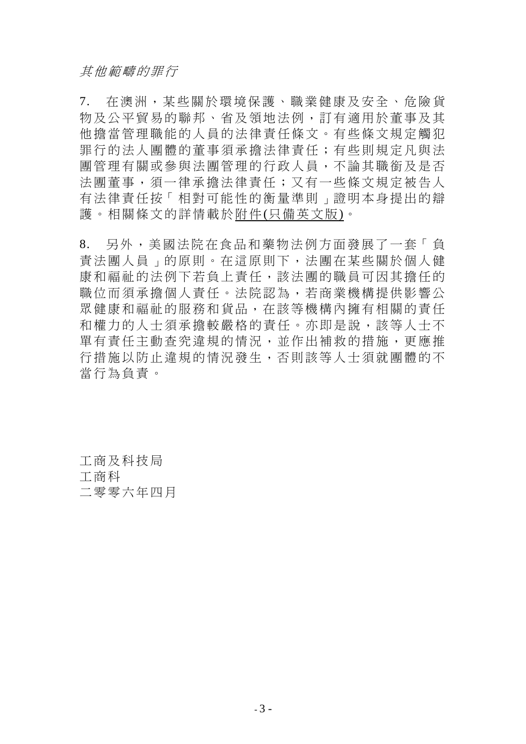*其他範疇的罪行*

7. 在澳洲，某些關於環境保護、職業健康及安全、危險貨物及公平貿易的聯邦、省及領地法例，訂有適用於董事及其他擔當管理職能的人員的法律責任條文。有些條文規定觸犯罪行的法人團體的董事須承擔法律責任；有些則規定凡與法團管理有關或參與法團管理的行政人員，不論其職銜及是否法團董事，須一律承擔法律責任；又有一些條文規定被告人有法律責任按「相對可能性的衡量準則」證明本身提出的辯護。相關條文的詳情載於附件(只備英文版)。

8. 另外，美國法院在食品和藥物法例方面發展了一套「負責法團人員」的原則。在這原則下，法團在某些關於個人健康和福祉的法例下若負上責任，該法團的職員可因其擔任的職位而須承擔個人責任。法院認為，若商業機構提供影響公眾健康和福祉的服務和貨品，在該等機構內擁有相關的責任和權力的人士須承擔較嚴格的責任。亦即是說，該等人士不單有責任主動查究違規的情況，並作出補救的措施，更應推行措施以防止違規的情況發生，否則該等人士須就團體的不當行為負責。

工商及科技局
工商科
二零零六年四月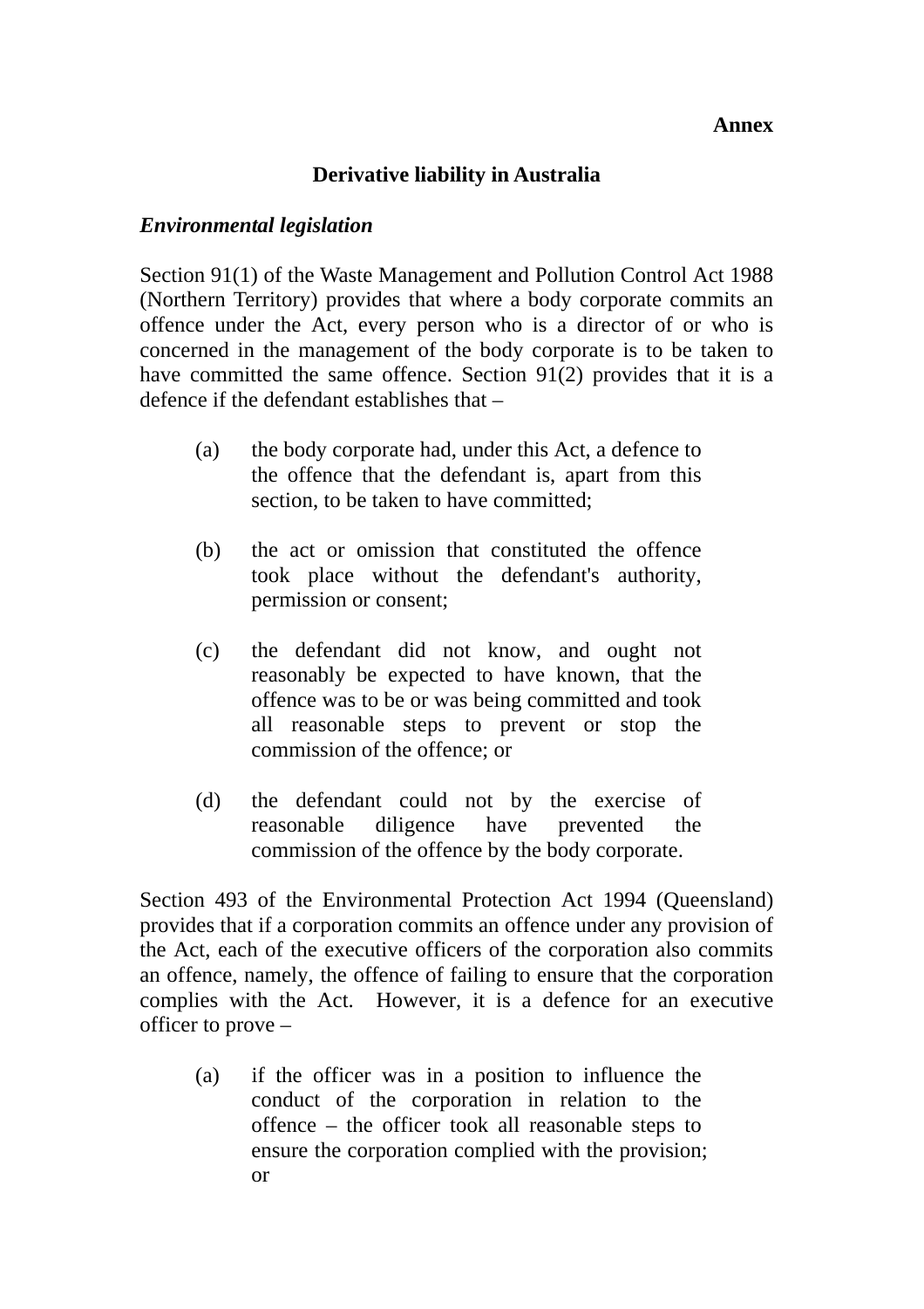**Annex**

## Derivative liability in Australia

### *Environmental legislation*

Section 91(1) of the Waste Management and Pollution Control Act 1988 (Northern Territory) provides that where a body corporate commits an offence under the Act, every person who is a director of or who is concerned in the management of the body corporate is to be taken to have committed the same offence. Section 91(2) provides that it is a defence if the defendant establishes that –

(a) the body corporate had, under this Act, a defence to the offence that the defendant is, apart from this section, to be taken to have committed;

(b) the act or omission that constituted the offence took place without the defendant's authority, permission or consent;

(c) the defendant did not know, and ought not reasonably be expected to have known, that the offence was to be or was being committed and took all reasonable steps to prevent or stop the commission of the offence; or

(d) the defendant could not by the exercise of reasonable diligence have prevented the commission of the offence by the body corporate.

Section 493 of the Environmental Protection Act 1994 (Queensland) provides that if a corporation commits an offence under any provision of the Act, each of the executive officers of the corporation also commits an offence, namely, the offence of failing to ensure that the corporation complies with the Act. However, it is a defence for an executive officer to prove –

(a) if the officer was in a position to influence the conduct of the corporation in relation to the offence – the officer took all reasonable steps to ensure the corporation complied with the provision; or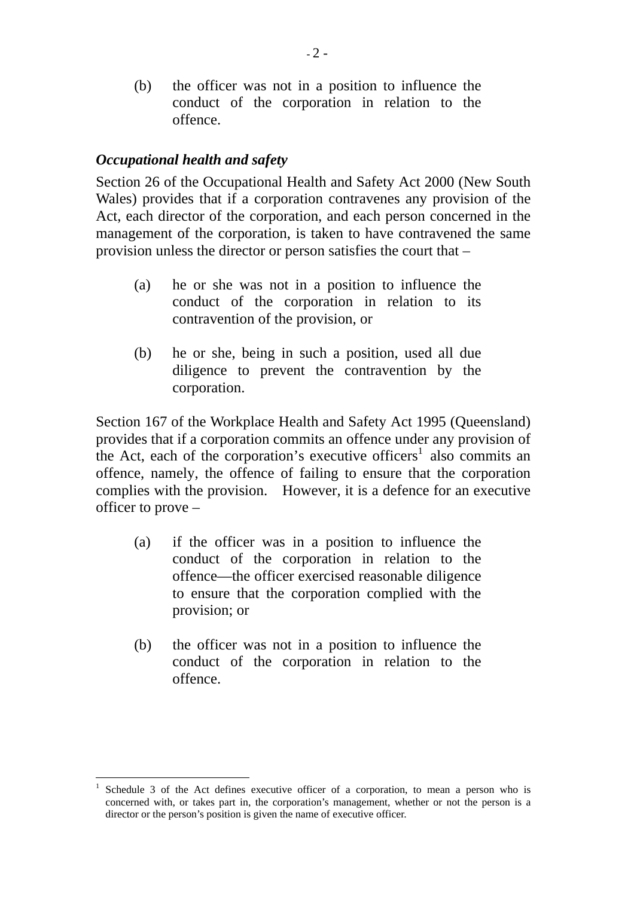(b) the officer was not in a position to influence the conduct of the corporation in relation to the offence.

### *Occupational health and safety*

Section 26 of the Occupational Health and Safety Act 2000 (New South Wales) provides that if a corporation contravenes any provision of the Act, each director of the corporation, and each person concerned in the management of the corporation, is taken to have contravened the same provision unless the director or person satisfies the court that –

(a) he or she was not in a position to influence the conduct of the corporation in relation to its contravention of the provision, or

(b) he or she, being in such a position, used all due diligence to prevent the contravention by the corporation.

Section 167 of the Workplace Health and Safety Act 1995 (Queensland) provides that if a corporation commits an offence under any provision of the Act, each of the corporation's executive officers[1] also commits an offence, namely, the offence of failing to ensure that the corporation complies with the provision. However, it is a defence for an executive officer to prove –

(a) if the officer was in a position to influence the conduct of the corporation in relation to the offence—the officer exercised reasonable diligence to ensure that the corporation complied with the provision; or

(b) the officer was not in a position to influence the conduct of the corporation in relation to the offence.

---

[1] Schedule 3 of the Act defines executive officer of a corporation, to mean a person who is concerned with, or takes part in, the corporation's management, whether or not the person is a director or the person's position is given the name of executive officer.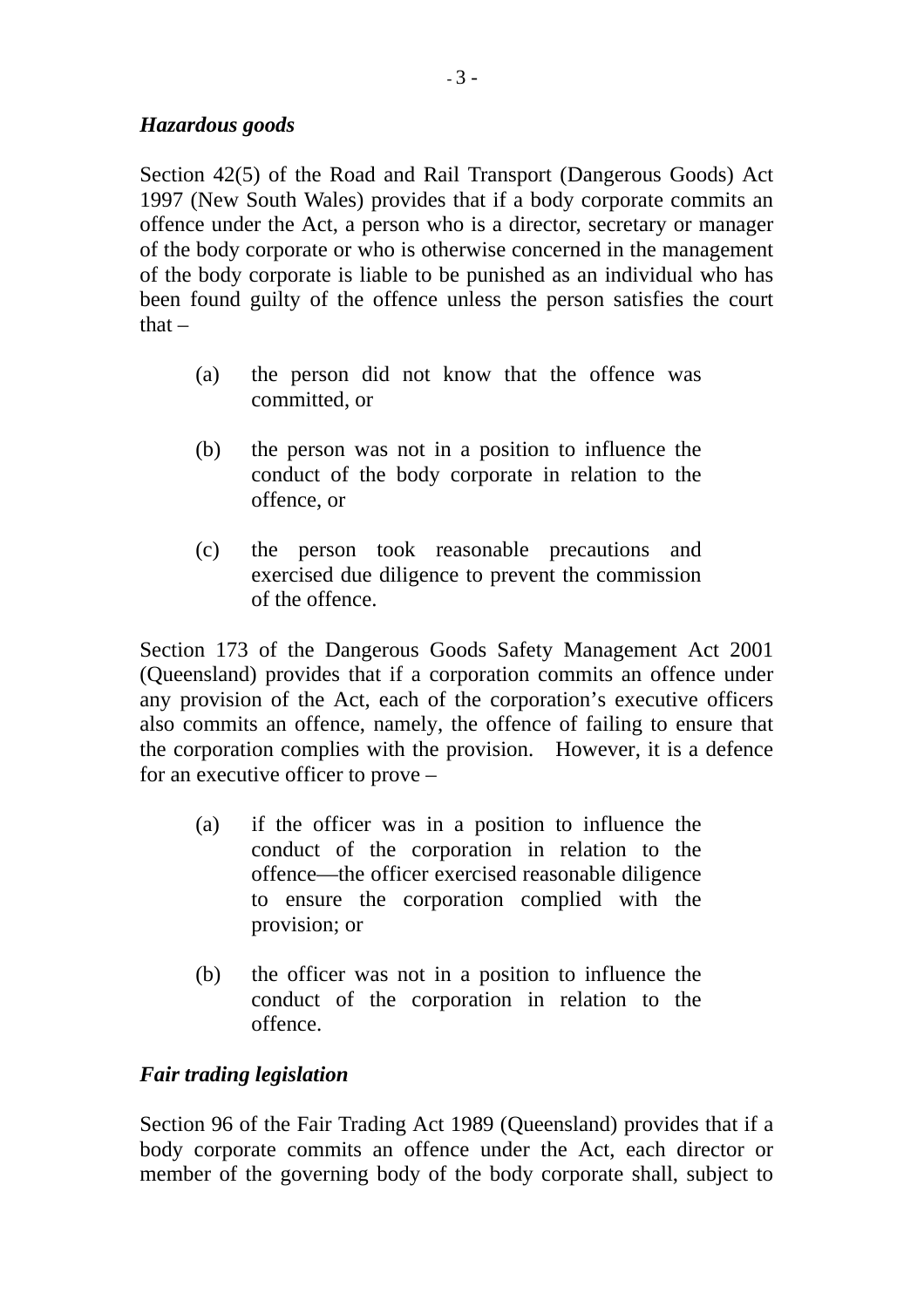***Hazardous goods***

Section 42(5) of the Road and Rail Transport (Dangerous Goods) Act 1997 (New South Wales) provides that if a body corporate commits an offence under the Act, a person who is a director, secretary or manager of the body corporate or who is otherwise concerned in the management of the body corporate is liable to be punished as an individual who has been found guilty of the offence unless the person satisfies the court that –

(a) the person did not know that the offence was committed, or

(b) the person was not in a position to influence the conduct of the body corporate in relation to the offence, or

(c) the person took reasonable precautions and exercised due diligence to prevent the commission of the offence.

Section 173 of the Dangerous Goods Safety Management Act 2001 (Queensland) provides that if a corporation commits an offence under any provision of the Act, each of the corporation's executive officers also commits an offence, namely, the offence of failing to ensure that the corporation complies with the provision. However, it is a defence for an executive officer to prove –

(a) if the officer was in a position to influence the conduct of the corporation in relation to the offence—the officer exercised reasonable diligence to ensure the corporation complied with the provision; or

(b) the officer was not in a position to influence the conduct of the corporation in relation to the offence.

***Fair trading legislation***

Section 96 of the Fair Trading Act 1989 (Queensland) provides that if a body corporate commits an offence under the Act, each director or member of the governing body of the body corporate shall, subject to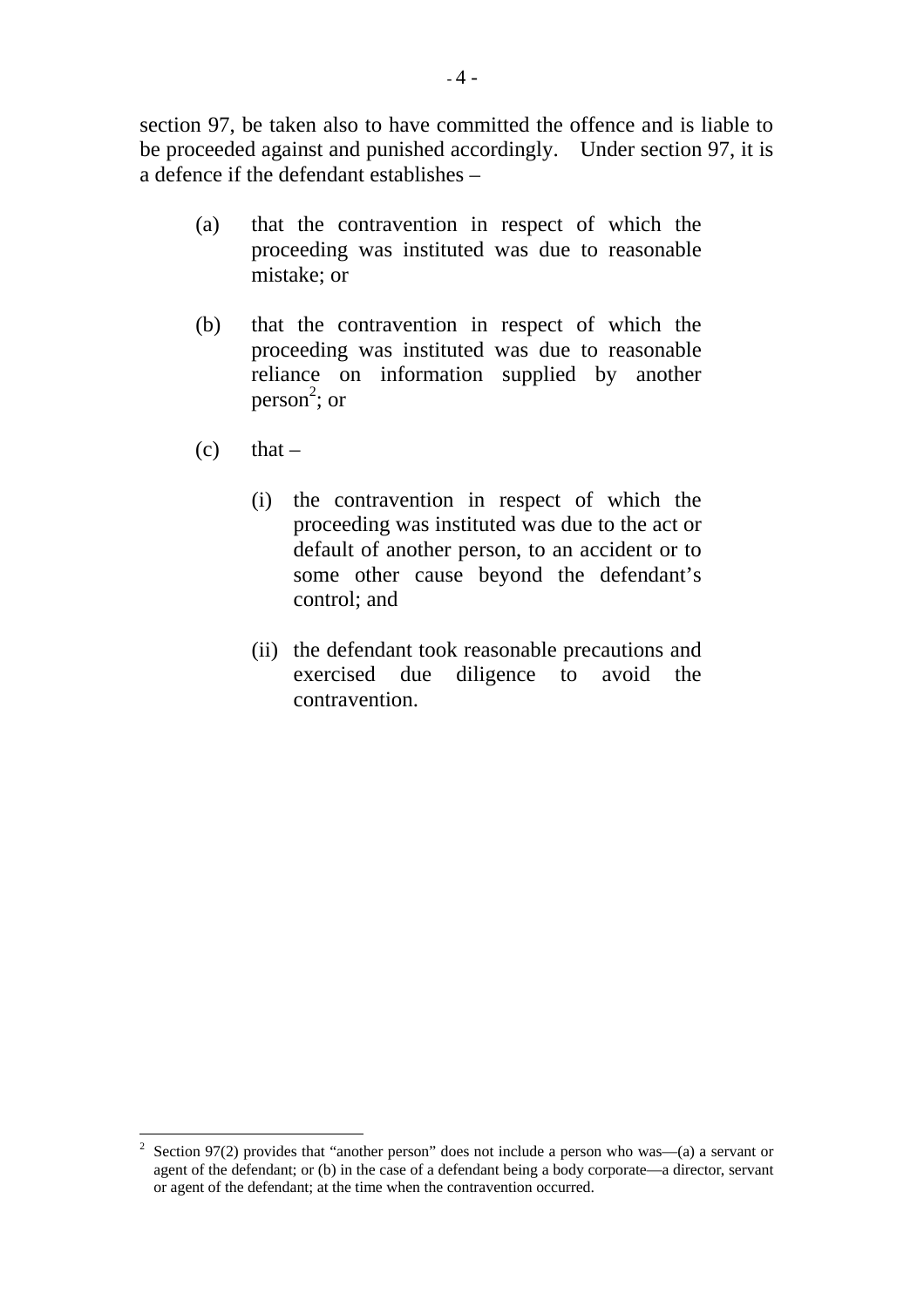section 97, be taken also to have committed the offence and is liable to be proceeded against and punished accordingly. Under section 97, it is a defence if the defendant establishes –

(a) that the contravention in respect of which the proceeding was instituted was due to reasonable mistake; or

(b) that the contravention in respect of which the proceeding was instituted was due to reasonable reliance on information supplied by another person[2]; or

(c) that –

  (i) the contravention in respect of which the proceeding was instituted was due to the act or default of another person, to an accident or to some other cause beyond the defendant's control; and

  (ii) the defendant took reasonable precautions and exercised due diligence to avoid the contravention.

---

[2] Section 97(2) provides that "another person" does not include a person who was—(a) a servant or agent of the defendant; or (b) in the case of a defendant being a body corporate—a director, servant or agent of the defendant; at the time when the contravention occurred.